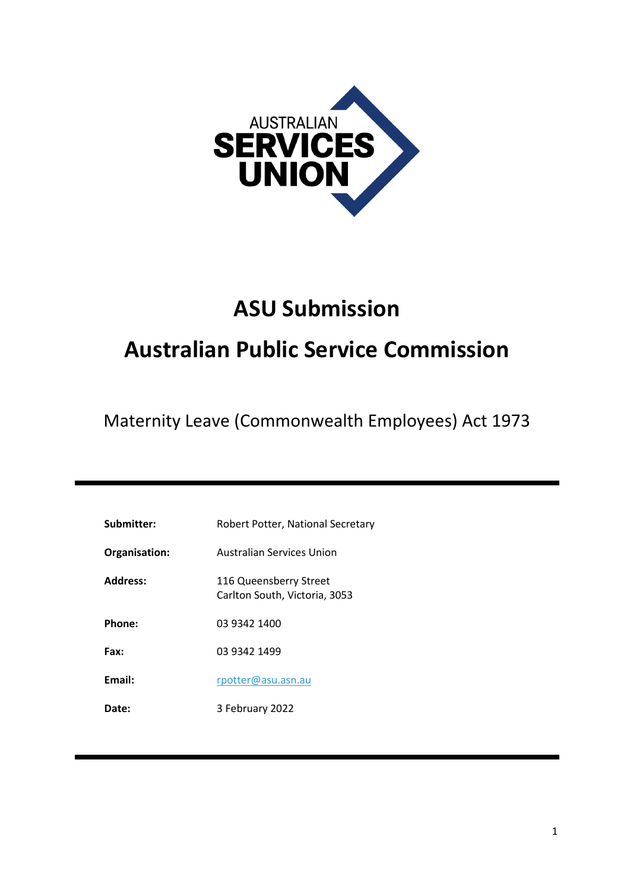AUSTRALIAN SERVICES UNION

# ASU Submission

# Australian Public Service Commission

Maternity Leave (Commonwealth Employees) Act 1973

---

| | |
|---|---|
| **Submitter:** | Robert Potter, National Secretary |
| **Organisation:** | Australian Services Union |
| **Address:** | 116 Queensberry Street<br>Carlton South, Victoria, 3053 |
| **Phone:** | 03 9342 1400 |
| **Fax:** | 03 9342 1499 |
| **Email:** | rpotter@asu.asn.au |
| **Date:** | 3 February 2022 |

---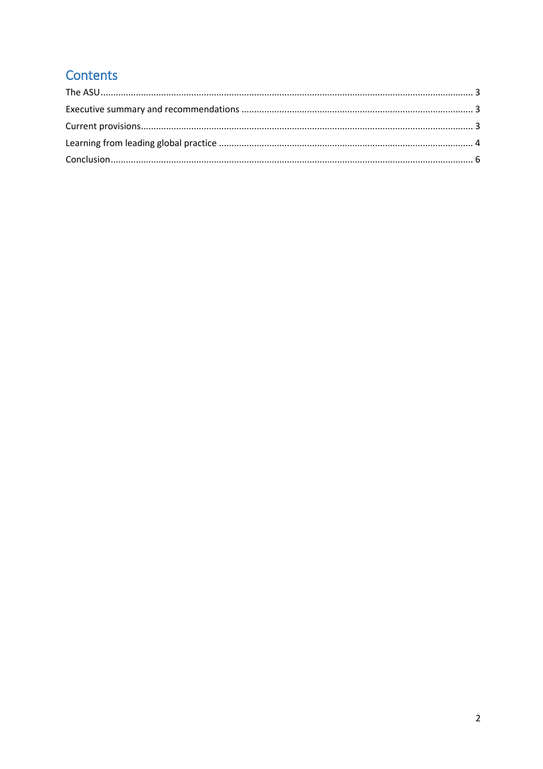# Contents

The ASU .................................................................................................................................................. 3

Executive summary and recommendations ........................................................................................... 3

Current provisions.................................................................................................................................. 3

Learning from leading global practice ................................................................................................... 4

Conclusion.............................................................................................................................................. 6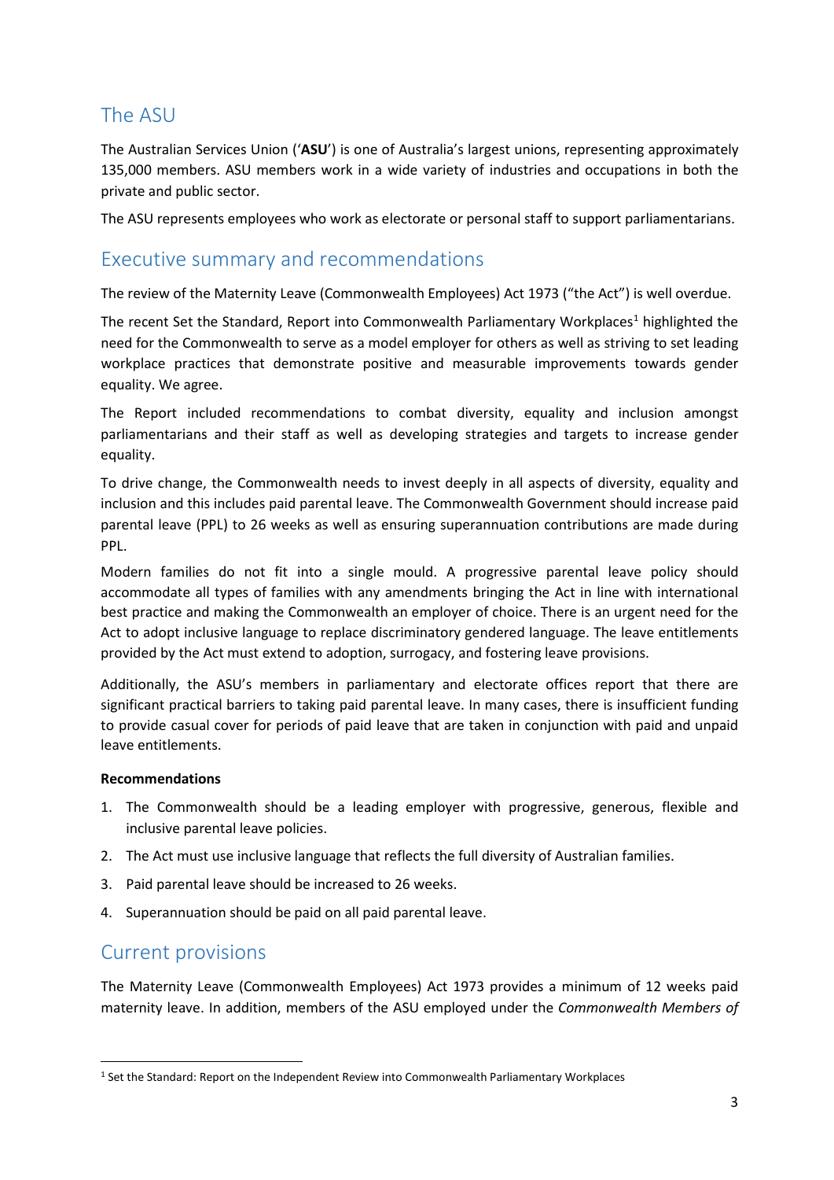## The ASU

The Australian Services Union ('**ASU**') is one of Australia's largest unions, representing approximately 135,000 members. ASU members work in a wide variety of industries and occupations in both the private and public sector.

The ASU represents employees who work as electorate or personal staff to support parliamentarians.

## Executive summary and recommendations

The review of the Maternity Leave (Commonwealth Employees) Act 1973 ("the Act") is well overdue.

The recent Set the Standard, Report into Commonwealth Parliamentary Workplaces[1] highlighted the need for the Commonwealth to serve as a model employer for others as well as striving to set leading workplace practices that demonstrate positive and measurable improvements towards gender equality. We agree.

The Report included recommendations to combat diversity, equality and inclusion amongst parliamentarians and their staff as well as developing strategies and targets to increase gender equality.

To drive change, the Commonwealth needs to invest deeply in all aspects of diversity, equality and inclusion and this includes paid parental leave. The Commonwealth Government should increase paid parental leave (PPL) to 26 weeks as well as ensuring superannuation contributions are made during PPL.

Modern families do not fit into a single mould. A progressive parental leave policy should accommodate all types of families with any amendments bringing the Act in line with international best practice and making the Commonwealth an employer of choice. There is an urgent need for the Act to adopt inclusive language to replace discriminatory gendered language. The leave entitlements provided by the Act must extend to adoption, surrogacy, and fostering leave provisions.

Additionally, the ASU's members in parliamentary and electorate offices report that there are significant practical barriers to taking paid parental leave. In many cases, there is insufficient funding to provide casual cover for periods of paid leave that are taken in conjunction with paid and unpaid leave entitlements.

**Recommendations**

1. The Commonwealth should be a leading employer with progressive, generous, flexible and inclusive parental leave policies.
2. The Act must use inclusive language that reflects the full diversity of Australian families.
3. Paid parental leave should be increased to 26 weeks.
4. Superannuation should be paid on all paid parental leave.

## Current provisions

The Maternity Leave (Commonwealth Employees) Act 1973 provides a minimum of 12 weeks paid maternity leave. In addition, members of the ASU employed under the *Commonwealth Members of*

[1] Set the Standard: Report on the Independent Review into Commonwealth Parliamentary Workplaces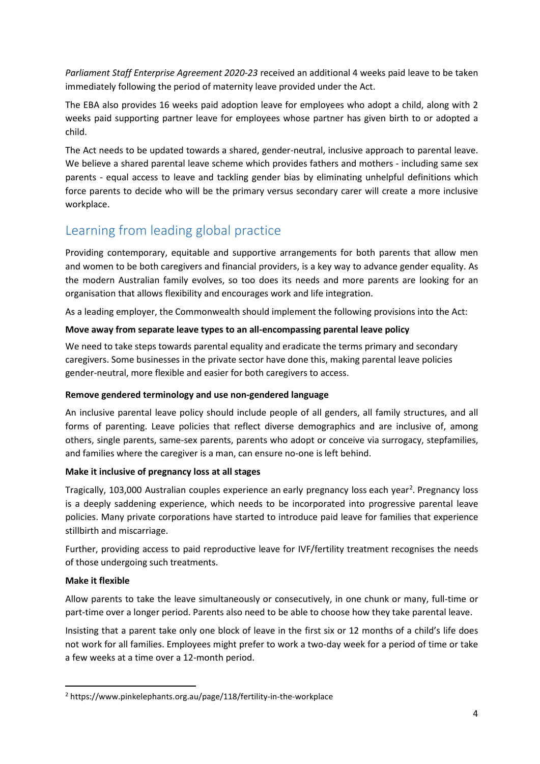*Parliament Staff Enterprise Agreement 2020-23* received an additional 4 weeks paid leave to be taken immediately following the period of maternity leave provided under the Act.

The EBA also provides 16 weeks paid adoption leave for employees who adopt a child, along with 2 weeks paid supporting partner leave for employees whose partner has given birth to or adopted a child.

The Act needs to be updated towards a shared, gender-neutral, inclusive approach to parental leave. We believe a shared parental leave scheme which provides fathers and mothers - including same sex parents - equal access to leave and tackling gender bias by eliminating unhelpful definitions which force parents to decide who will be the primary versus secondary carer will create a more inclusive workplace.

## Learning from leading global practice

Providing contemporary, equitable and supportive arrangements for both parents that allow men and women to be both caregivers and financial providers, is a key way to advance gender equality. As the modern Australian family evolves, so too does its needs and more parents are looking for an organisation that allows flexibility and encourages work and life integration.

As a leading employer, the Commonwealth should implement the following provisions into the Act:

**Move away from separate leave types to an all-encompassing parental leave policy**

We need to take steps towards parental equality and eradicate the terms primary and secondary caregivers. Some businesses in the private sector have done this, making parental leave policies gender-neutral, more flexible and easier for both caregivers to access.

**Remove gendered terminology and use non-gendered language**

An inclusive parental leave policy should include people of all genders, all family structures, and all forms of parenting. Leave policies that reflect diverse demographics and are inclusive of, among others, single parents, same-sex parents, parents who adopt or conceive via surrogacy, stepfamilies, and families where the caregiver is a man, can ensure no-one is left behind.

**Make it inclusive of pregnancy loss at all stages**

Tragically, 103,000 Australian couples experience an early pregnancy loss each year[2]. Pregnancy loss is a deeply saddening experience, which needs to be incorporated into progressive parental leave policies. Many private corporations have started to introduce paid leave for families that experience stillbirth and miscarriage.

Further, providing access to paid reproductive leave for IVF/fertility treatment recognises the needs of those undergoing such treatments.

**Make it flexible**

Allow parents to take the leave simultaneously or consecutively, in one chunk or many, full-time or part-time over a longer period. Parents also need to be able to choose how they take parental leave.

Insisting that a parent take only one block of leave in the first six or 12 months of a child's life does not work for all families. Employees might prefer to work a two-day week for a period of time or take a few weeks at a time over a 12-month period.

[2] https://www.pinkelephants.org.au/page/118/fertility-in-the-workplace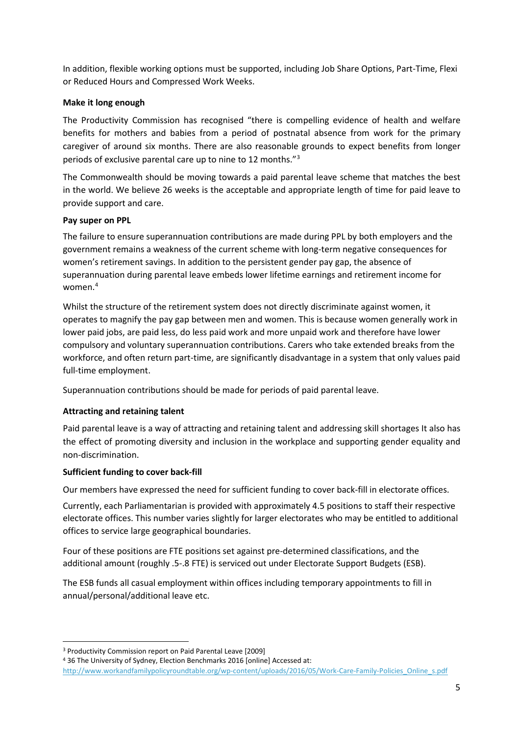In addition, flexible working options must be supported, including Job Share Options, Part-Time, Flexi or Reduced Hours and Compressed Work Weeks.

**Make it long enough**

The Productivity Commission has recognised "there is compelling evidence of health and welfare benefits for mothers and babies from a period of postnatal absence from work for the primary caregiver of around six months. There are also reasonable grounds to expect benefits from longer periods of exclusive parental care up to nine to 12 months."[3]

The Commonwealth should be moving towards a paid parental leave scheme that matches the best in the world. We believe 26 weeks is the acceptable and appropriate length of time for paid leave to provide support and care.

**Pay super on PPL**

The failure to ensure superannuation contributions are made during PPL by both employers and the government remains a weakness of the current scheme with long-term negative consequences for women's retirement savings. In addition to the persistent gender pay gap, the absence of superannuation during parental leave embeds lower lifetime earnings and retirement income for women.[4]

Whilst the structure of the retirement system does not directly discriminate against women, it operates to magnify the pay gap between men and women. This is because women generally work in lower paid jobs, are paid less, do less paid work and more unpaid work and therefore have lower compulsory and voluntary superannuation contributions. Carers who take extended breaks from the workforce, and often return part-time, are significantly disadvantage in a system that only values paid full-time employment.

Superannuation contributions should be made for periods of paid parental leave.

**Attracting and retaining talent**

Paid parental leave is a way of attracting and retaining talent and addressing skill shortages It also has the effect of promoting diversity and inclusion in the workplace and supporting gender equality and non-discrimination.

**Sufficient funding to cover back-fill**

Our members have expressed the need for sufficient funding to cover back-fill in electorate offices.

Currently, each Parliamentarian is provided with approximately 4.5 positions to staff their respective electorate offices. This number varies slightly for larger electorates who may be entitled to additional offices to service large geographical boundaries.

Four of these positions are FTE positions set against pre-determined classifications, and the additional amount (roughly .5-.8 FTE) is serviced out under Electorate Support Budgets (ESB).

The ESB funds all casual employment within offices including temporary appointments to fill in annual/personal/additional leave etc.

---

[3] Productivity Commission report on Paid Parental Leave [2009]

[4] 36 The University of Sydney, Election Benchmarks 2016 [online] Accessed at: http://www.workandfamilypolicyroundtable.org/wp-content/uploads/2016/05/Work-Care-Family-Policies_Online_s.pdf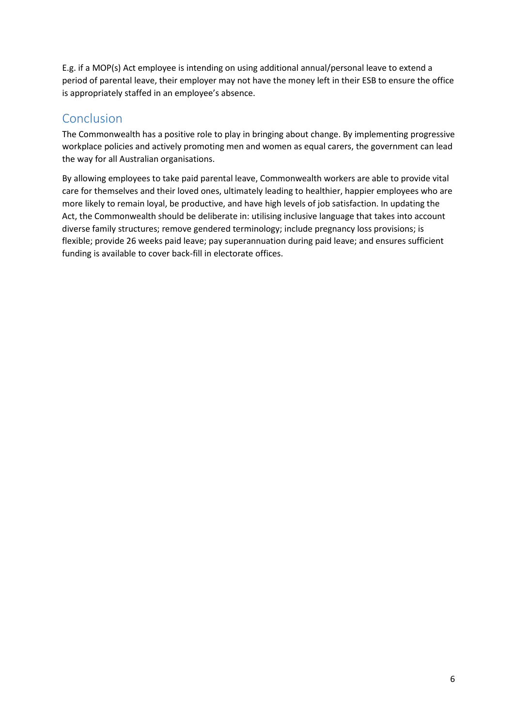E.g. if a MOP(s) Act employee is intending on using additional annual/personal leave to extend a period of parental leave, their employer may not have the money left in their ESB to ensure the office is appropriately staffed in an employee's absence.

## Conclusion

The Commonwealth has a positive role to play in bringing about change. By implementing progressive workplace policies and actively promoting men and women as equal carers, the government can lead the way for all Australian organisations.

By allowing employees to take paid parental leave, Commonwealth workers are able to provide vital care for themselves and their loved ones, ultimately leading to healthier, happier employees who are more likely to remain loyal, be productive, and have high levels of job satisfaction. In updating the Act, the Commonwealth should be deliberate in: utilising inclusive language that takes into account diverse family structures; remove gendered terminology; include pregnancy loss provisions; is flexible; provide 26 weeks paid leave; pay superannuation during paid leave; and ensures sufficient funding is available to cover back-fill in electorate offices.